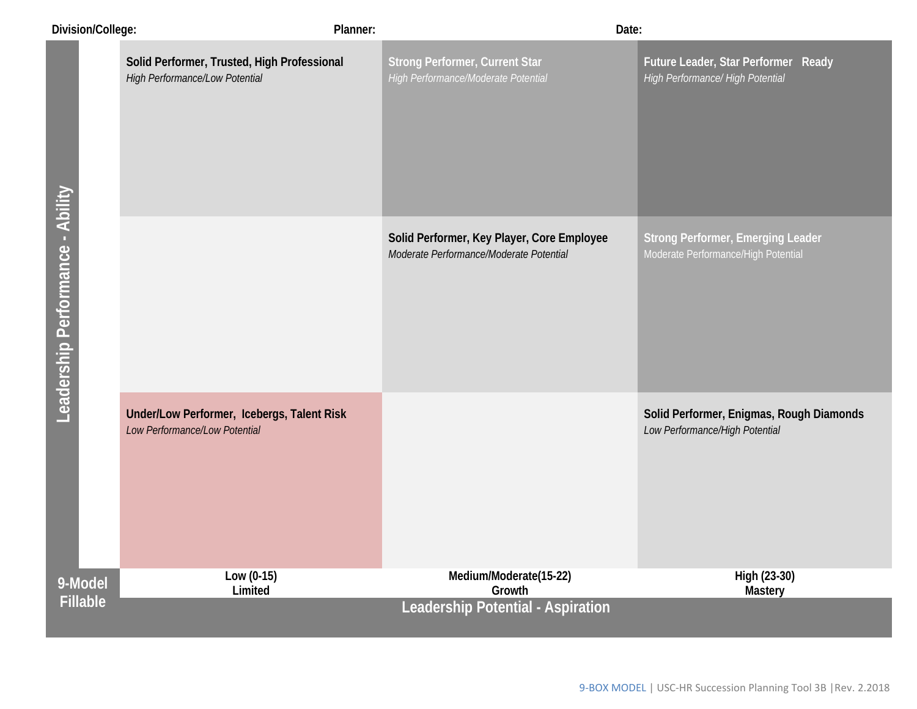**Division/College:** **Planner:** **Date:**

| Leadership Performance - Ability | Low (0-15) Limited | Medium/Moderate(15-22) Growth | High (23-30) Mastery |
|---|---|---|---|
| High | **Solid Performer, Trusted, High Professional** *High Performance/Low Potential* | **Strong Performer, Current Star** *High Performance/Moderate Potential* | **Future Leader, Star Performer Ready** *High Performance/ High Potential* |
| Moderate | | **Solid Performer, Key Player, Core Employee** *Moderate Performance/Moderate Potential* | **Strong Performer, Emerging Leader** Moderate Performance/High Potential |
| Low | **Under/Low Performer, Icebergs, Talent Risk** *Low Performance/Low Potential* | | **Solid Performer, Enigmas, Rough Diamonds** *Low Performance/High Potential* |

**9-Model Fillable**

**Leadership Potential - Aspiration**

9-BOX MODEL | USC-HR Succession Planning Tool 3B |Rev. 2.2018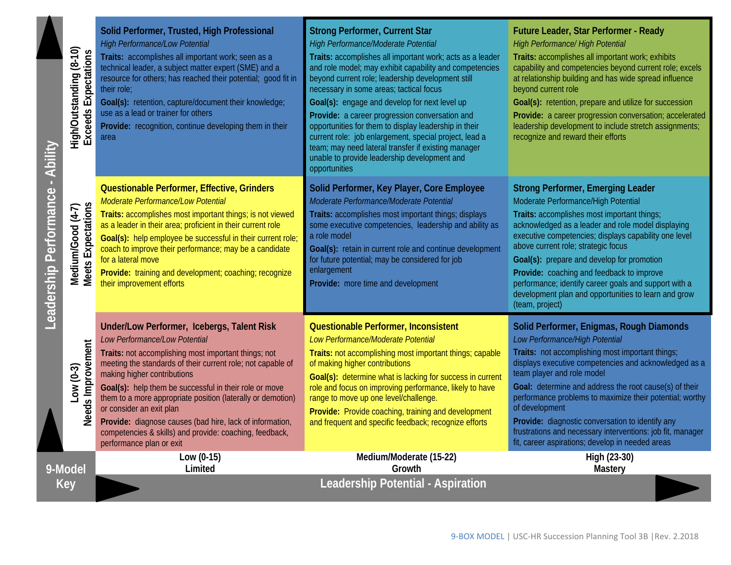| Leadership Performance - Ability | Low (0-15) Limited | Medium/Moderate (15-22) Growth | High (23-30) Mastery |
| --- | --- | --- | --- |
| **High/Outstanding (8-10) Exceeds Expectations** | **Solid Performer, Trusted, High Professional**<br>*High Performance/Low Potential*<br>**Traits:** accomplishes all important work; seen as a technical leader, a subject matter expert (SME) and a resource for others; has reached their potential; good fit in their role;<br>**Goal(s):** retention, capture/document their knowledge; use as a lead or trainer for others<br>**Provide:** recognition, continue developing them in their area | **Strong Performer, Current Star**<br>*High Performance/Moderate Potential*<br>**Traits:** accomplishes all important work; acts as a leader and role model; may exhibit capability and competencies beyond current role; leadership development still necessary in some areas; tactical focus<br>**Goal(s):** engage and develop for next level up<br>**Provide:** a career progression conversation and opportunities for them to display leadership in their current role: job enlargement, special project, lead a team; may need lateral transfer if existing manager unable to provide leadership development and opportunities | **Future Leader, Star Performer - Ready**<br>*High Performance/ High Potential*<br>**Traits:** accomplishes all important work; exhibits capability and competencies beyond current role; excels at relationship building and has wide spread influence beyond current role<br>**Goal(s):** retention, prepare and utilize for succession<br>**Provide:** a career progression conversation; accelerated leadership development to include stretch assignments; recognize and reward their efforts |
| **Medium/Good (4-7) Meets Expectations** | **Questionable Performer, Effective, Grinders**<br>*Moderate Performance/Low Potential*<br>**Traits:** accomplishes most important things; is not viewed as a leader in their area; proficient in their current role<br>**Goal(s):** help employee be successful in their current role; coach to improve their performance; may be a candidate for a lateral move<br>**Provide:** training and development; coaching; recognize their improvement efforts | **Solid Performer, Key Player, Core Employee**<br>*Moderate Performance/Moderate Potential*<br>**Traits:** accomplishes most important things; displays some executive competencies, leadership and ability as a role model<br>**Goal(s):** retain in current role and continue development for future potential; may be considered for job enlargement<br>**Provide:** more time and development | **Strong Performer, Emerging Leader**<br>Moderate Performance/High Potential<br>**Traits:** accomplishes most important things; acknowledged as a leader and role model displaying executive competencies; displays capability one level above current role; strategic focus<br>**Goal(s):** prepare and develop for promotion<br>**Provide:** coaching and feedback to improve performance; identify career goals and support with a development plan and opportunities to learn and grow (team, project) |
| **Low (0-3) Needs Improvement** | **Under/Low Performer, Icebergs, Talent Risk**<br>*Low Performance/Low Potential*<br>**Traits:** not accomplishing most important things; not meeting the standards of their current role; not capable of making higher contributions<br>**Goal(s):** help them be successful in their role or move them to a more appropriate position (laterally or demotion) or consider an exit plan<br>**Provide:** diagnose causes (bad hire, lack of information, competencies & skills) and provide: coaching, feedback, performance plan or exit | **Questionable Performer, Inconsistent**<br>*Low Performance/Moderate Potential*<br>**Traits:** not accomplishing most important things; capable of making higher contributions<br>**Goal(s):** determine what is lacking for success in current role and focus on improving performance, likely to have range to move up one level/challenge.<br>**Provide:** Provide coaching, training and development and frequent and specific feedback; recognize efforts | **Solid Performer, Enigmas, Rough Diamonds**<br>*Low Performance/High Potential*<br>**Traits:** not accomplishing most important things; displays executive competencies and acknowledged as a team player and role model<br>**Goal:** determine and address the root cause(s) of their performance problems to maximize their potential; worthy of development<br>**Provide:** diagnostic conversation to identify any frustrations and necessary interventions: job fit, manager fit, career aspirations; develop in needed areas |

**9-Model Key** — Leadership Potential - Aspiration

9-BOX MODEL | USC-HR Succession Planning Tool 3B |Rev. 2.2018